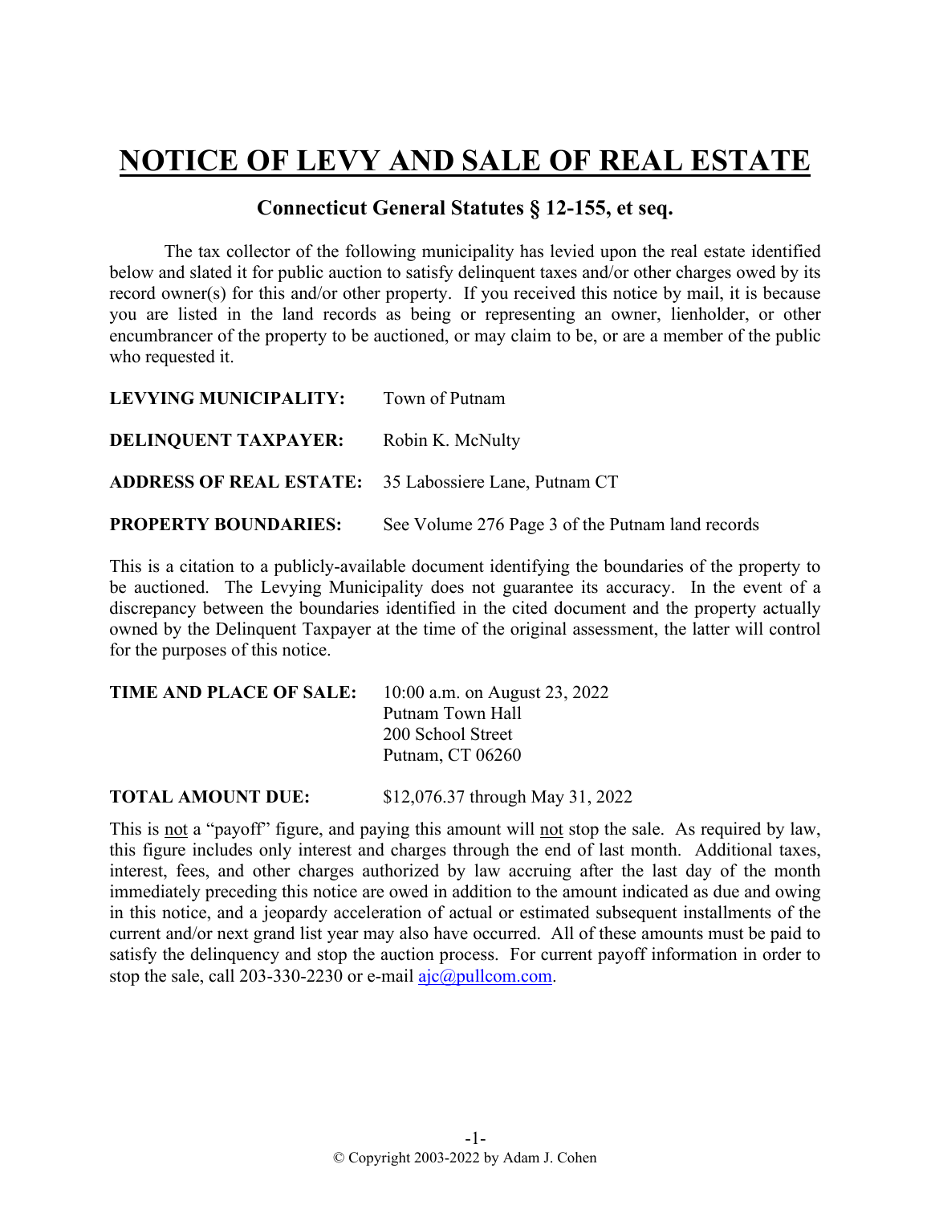# NOTICE OF LEVY AND SALE OF REAL ESTATE

## Connecticut General Statutes § 12-155, et seq.

The tax collector of the following municipality has levied upon the real estate identified below and slated it for public auction to satisfy delinquent taxes and/or other charges owed by its record owner(s) for this and/or other property. If you received this notice by mail, it is because you are listed in the land records as being or representing an owner, lienholder, or other encumbrancer of the property to be auctioned, or may claim to be, or are a member of the public who requested it.

**LEVYING MUNICIPALITY:** Town of Putnam

**DELINQUENT TAXPAYER:** Robin K. McNulty

**ADDRESS OF REAL ESTATE:** 35 Labossiere Lane, Putnam CT

**PROPERTY BOUNDARIES:** See Volume 276 Page 3 of the Putnam land records

This is a citation to a publicly-available document identifying the boundaries of the property to be auctioned. The Levying Municipality does not guarantee its accuracy. In the event of a discrepancy between the boundaries identified in the cited document and the property actually owned by the Delinquent Taxpayer at the time of the original assessment, the latter will control for the purposes of this notice.

**TIME AND PLACE OF SALE:** 10:00 a.m. on August 23, 2022
Putnam Town Hall
200 School Street
Putnam, CT 06260

**TOTAL AMOUNT DUE:** $12,076.37 through May 31, 2022

This is not a "payoff" figure, and paying this amount will not stop the sale. As required by law, this figure includes only interest and charges through the end of last month. Additional taxes, interest, fees, and other charges authorized by law accruing after the last day of the month immediately preceding this notice are owed in addition to the amount indicated as due and owing in this notice, and a jeopardy acceleration of actual or estimated subsequent installments of the current and/or next grand list year may also have occurred. All of these amounts must be paid to satisfy the delinquency and stop the auction process. For current payoff information in order to stop the sale, call 203-330-2230 or e-mail ajc@pullcom.com.

© Copyright 2003-2022 by Adam J. Cohen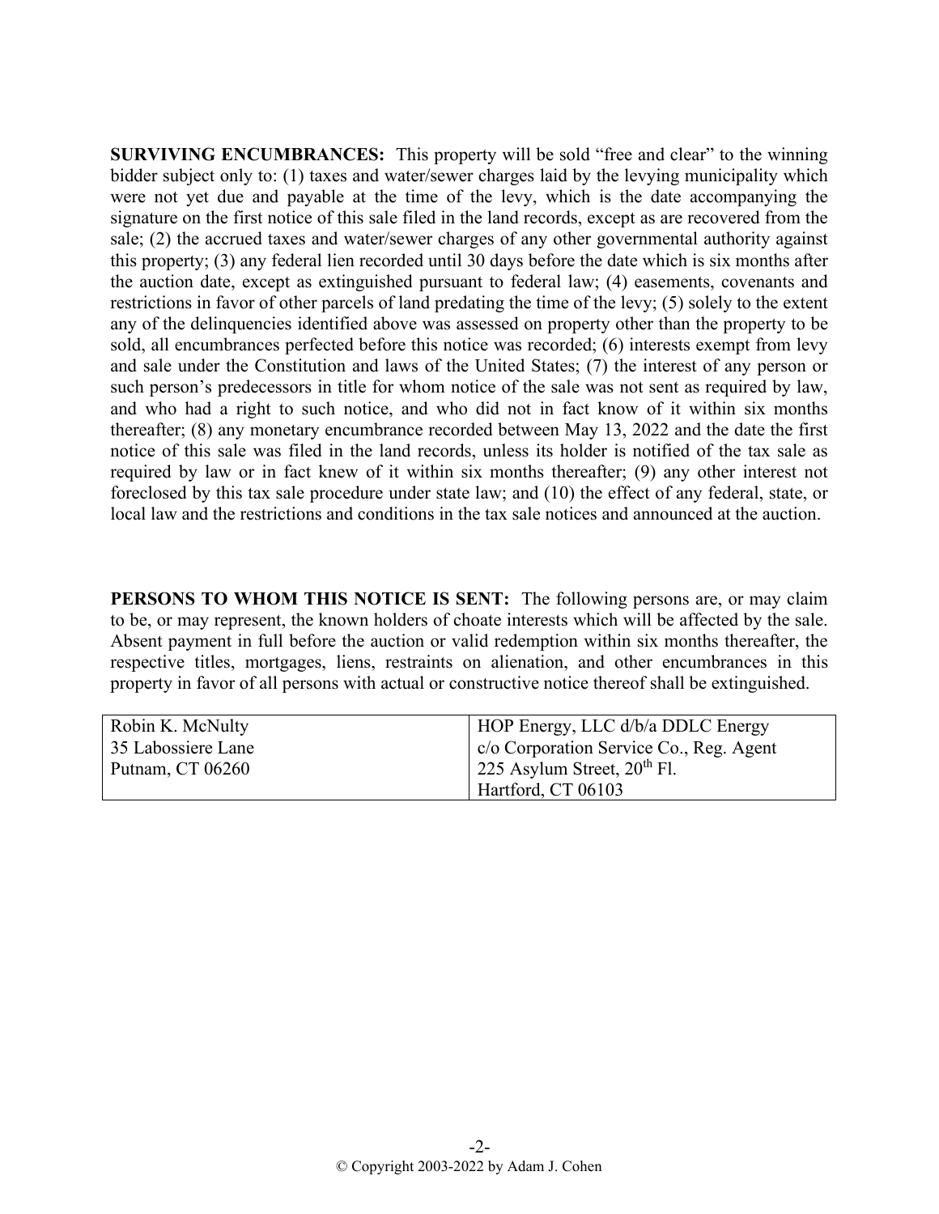**SURVIVING ENCUMBRANCES:** This property will be sold "free and clear" to the winning bidder subject only to: (1) taxes and water/sewer charges laid by the levying municipality which were not yet due and payable at the time of the levy, which is the date accompanying the signature on the first notice of this sale filed in the land records, except as are recovered from the sale; (2) the accrued taxes and water/sewer charges of any other governmental authority against this property; (3) any federal lien recorded until 30 days before the date which is six months after the auction date, except as extinguished pursuant to federal law; (4) easements, covenants and restrictions in favor of other parcels of land predating the time of the levy; (5) solely to the extent any of the delinquencies identified above was assessed on property other than the property to be sold, all encumbrances perfected before this notice was recorded; (6) interests exempt from levy and sale under the Constitution and laws of the United States; (7) the interest of any person or such person's predecessors in title for whom notice of the sale was not sent as required by law, and who had a right to such notice, and who did not in fact know of it within six months thereafter; (8) any monetary encumbrance recorded between May 13, 2022 and the date the first notice of this sale was filed in the land records, unless its holder is notified of the tax sale as required by law or in fact knew of it within six months thereafter; (9) any other interest not foreclosed by this tax sale procedure under state law; and (10) the effect of any federal, state, or local law and the restrictions and conditions in the tax sale notices and announced at the auction.

**PERSONS TO WHOM THIS NOTICE IS SENT:** The following persons are, or may claim to be, or may represent, the known holders of choate interests which will be affected by the sale. Absent payment in full before the auction or valid redemption within six months thereafter, the respective titles, mortgages, liens, restraints on alienation, and other encumbrances in this property in favor of all persons with actual or constructive notice thereof shall be extinguished.

| | |
|---|---|
| Robin K. McNulty<br>35 Labossiere Lane<br>Putnam, CT 06260 | HOP Energy, LLC d/b/a DDLC Energy<br>c/o Corporation Service Co., Reg. Agent<br>225 Asylum Street, 20th Fl.<br>Hartford, CT 06103 |

© Copyright 2003-2022 by Adam J. Cohen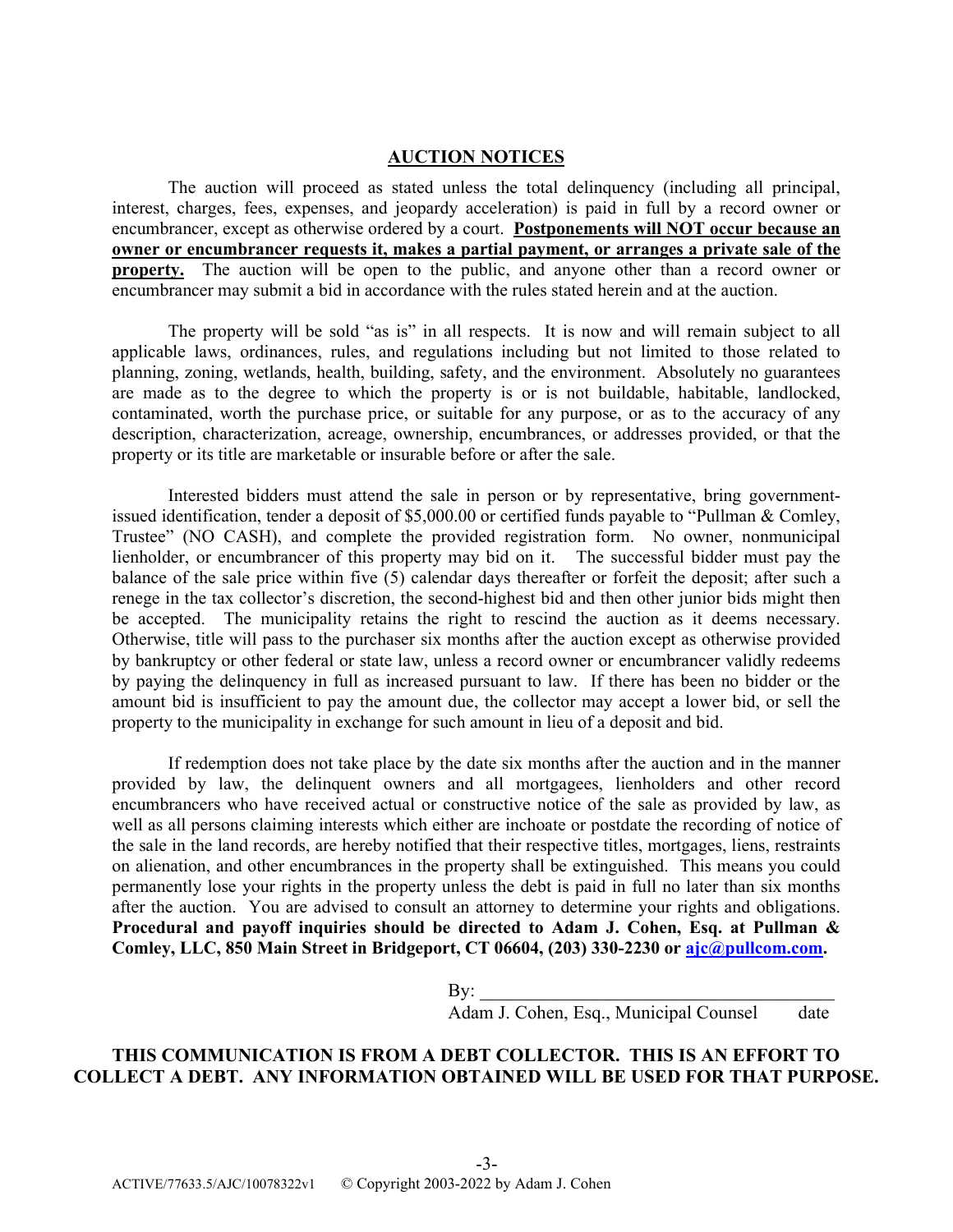## AUCTION NOTICES

The auction will proceed as stated unless the total delinquency (including all principal, interest, charges, fees, expenses, and jeopardy acceleration) is paid in full by a record owner or encumbrancer, except as otherwise ordered by a court. **Postponements will NOT occur because an owner or encumbrancer requests it, makes a partial payment, or arranges a private sale of the property.** The auction will be open to the public, and anyone other than a record owner or encumbrancer may submit a bid in accordance with the rules stated herein and at the auction.

The property will be sold "as is" in all respects. It is now and will remain subject to all applicable laws, ordinances, rules, and regulations including but not limited to those related to planning, zoning, wetlands, health, building, safety, and the environment. Absolutely no guarantees are made as to the degree to which the property is or is not buildable, habitable, landlocked, contaminated, worth the purchase price, or suitable for any purpose, or as to the accuracy of any description, characterization, acreage, ownership, encumbrances, or addresses provided, or that the property or its title are marketable or insurable before or after the sale.

Interested bidders must attend the sale in person or by representative, bring government-issued identification, tender a deposit of $5,000.00 or certified funds payable to "Pullman & Comley, Trustee" (NO CASH), and complete the provided registration form. No owner, nonmunicipal lienholder, or encumbrancer of this property may bid on it. The successful bidder must pay the balance of the sale price within five (5) calendar days thereafter or forfeit the deposit; after such a renege in the tax collector's discretion, the second-highest bid and then other junior bids might then be accepted. The municipality retains the right to rescind the auction as it deems necessary. Otherwise, title will pass to the purchaser six months after the auction except as otherwise provided by bankruptcy or other federal or state law, unless a record owner or encumbrancer validly redeems by paying the delinquency in full as increased pursuant to law. If there has been no bidder or the amount bid is insufficient to pay the amount due, the collector may accept a lower bid, or sell the property to the municipality in exchange for such amount in lieu of a deposit and bid.

If redemption does not take place by the date six months after the auction and in the manner provided by law, the delinquent owners and all mortgagees, lienholders and other record encumbrancers who have received actual or constructive notice of the sale as provided by law, as well as all persons claiming interests which either are inchoate or postdate the recording of notice of the sale in the land records, are hereby notified that their respective titles, mortgages, liens, restraints on alienation, and other encumbrances in the property shall be extinguished. This means you could permanently lose your rights in the property unless the debt is paid in full no later than six months after the auction. You are advised to consult an attorney to determine your rights and obligations. **Procedural and payoff inquiries should be directed to Adam J. Cohen, Esq. at Pullman & Comley, LLC, 850 Main Street in Bridgeport, CT 06604, (203) 330-2230 or ajc@pullcom.com.**

By: ______________________________________

Adam J. Cohen, Esq., Municipal Counsel date

**THIS COMMUNICATION IS FROM A DEBT COLLECTOR. THIS IS AN EFFORT TO COLLECT A DEBT. ANY INFORMATION OBTAINED WILL BE USED FOR THAT PURPOSE.**

ACTIVE/77633.5/AJC/10078322v1 © Copyright 2003-2022 by Adam J. Cohen